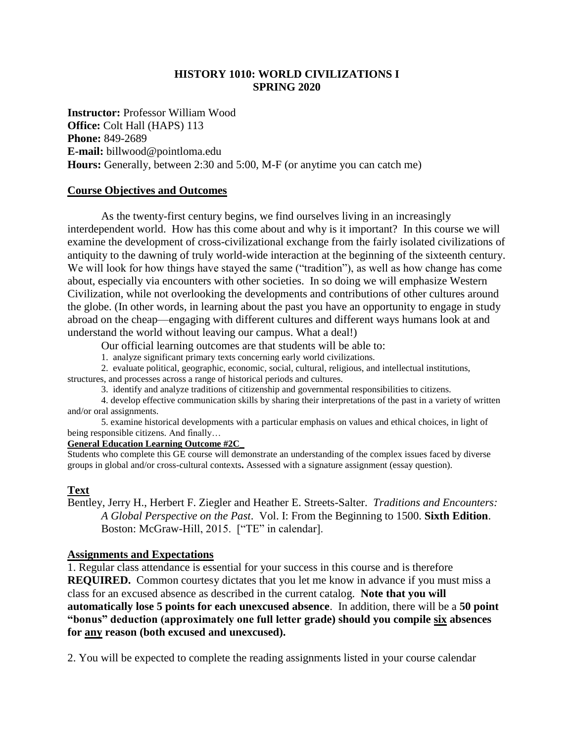# HISTORY 1010: WORLD CIVILIZATIONS I
# SPRING 2020

**Instructor:** Professor William Wood
**Office:** Colt Hall (HAPS) 113
**Phone:** 849-2689
**E-mail:** billwood@pointloma.edu
**Hours:** Generally, between 2:30 and 5:00, M-F (or anytime you can catch me)

## Course Objectives and Outcomes

As the twenty-first century begins, we find ourselves living in an increasingly interdependent world. How has this come about and why is it important? In this course we will examine the development of cross-civilizational exchange from the fairly isolated civilizations of antiquity to the dawning of truly world-wide interaction at the beginning of the sixteenth century. We will look for how things have stayed the same ("tradition"), as well as how change has come about, especially via encounters with other societies. In so doing we will emphasize Western Civilization, while not overlooking the developments and contributions of other cultures around the globe. (In other words, in learning about the past you have an opportunity to engage in study abroad on the cheap—engaging with different cultures and different ways humans look at and understand the world without leaving our campus. What a deal!)

Our official learning outcomes are that students will be able to:

1. analyze significant primary texts concerning early world civilizations.
2. evaluate political, geographic, economic, social, cultural, religious, and intellectual institutions, structures, and processes across a range of historical periods and cultures.
3. identify and analyze traditions of citizenship and governmental responsibilities to citizens.
4. develop effective communication skills by sharing their interpretations of the past in a variety of written and/or oral assignments.
5. examine historical developments with a particular emphasis on values and ethical choices, in light of being responsible citizens. And finally…

**General Education Learning Outcome #2C**

Students who complete this GE course will demonstrate an understanding of the complex issues faced by diverse groups in global and/or cross-cultural contexts**.** Assessed with a signature assignment (essay question).

## Text

Bentley, Jerry H., Herbert F. Ziegler and Heather E. Streets-Salter. *Traditions and Encounters: A Global Perspective on the Past*. Vol. I: From the Beginning to 1500. **Sixth Edition**. Boston: McGraw-Hill, 2015. ["TE" in calendar].

## Assignments and Expectations

1. Regular class attendance is essential for your success in this course and is therefore **REQUIRED.** Common courtesy dictates that you let me know in advance if you must miss a class for an excused absence as described in the current catalog. **Note that you will automatically lose 5 points for each unexcused absence**. In addition, there will be a **50 point "bonus" deduction (approximately one full letter grade) should you compile six absences for any reason (both excused and unexcused).**

2. You will be expected to complete the reading assignments listed in your course calendar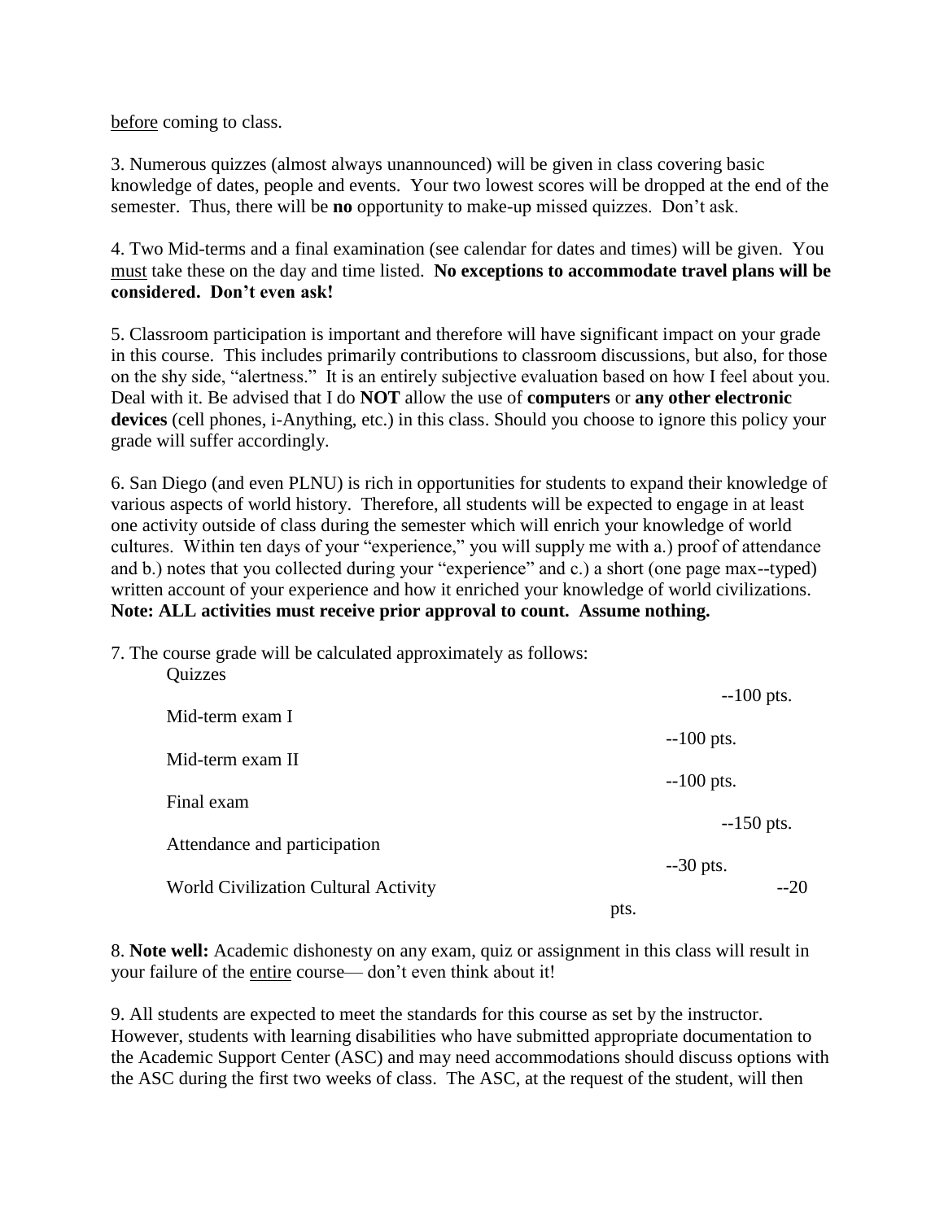<u>before</u> coming to class.

3. Numerous quizzes (almost always unannounced) will be given in class covering basic knowledge of dates, people and events. Your two lowest scores will be dropped at the end of the semester. Thus, there will be **no** opportunity to make-up missed quizzes. Don't ask.

4. Two Mid-terms and a final examination (see calendar for dates and times) will be given. You <u>must</u> take these on the day and time listed. **No exceptions to accommodate travel plans will be considered. Don't even ask!**

5. Classroom participation is important and therefore will have significant impact on your grade in this course. This includes primarily contributions to classroom discussions, but also, for those on the shy side, "alertness." It is an entirely subjective evaluation based on how I feel about you. Deal with it. Be advised that I do **NOT** allow the use of **computers** or **any other electronic devices** (cell phones, i-Anything, etc.) in this class. Should you choose to ignore this policy your grade will suffer accordingly.

6. San Diego (and even PLNU) is rich in opportunities for students to expand their knowledge of various aspects of world history. Therefore, all students will be expected to engage in at least one activity outside of class during the semester which will enrich your knowledge of world cultures. Within ten days of your "experience," you will supply me with a.) proof of attendance and b.) notes that you collected during your "experience" and c.) a short (one page max--typed) written account of your experience and how it enriched your knowledge of world civilizations. **Note: ALL activities must receive prior approval to count. Assume nothing.**

7. The course grade will be calculated approximately as follows:

| | |
|---|---|
| Quizzes | --100 pts. |
| Mid-term exam I | --100 pts. |
| Mid-term exam II | --100 pts. |
| Final exam | --150 pts. |
| Attendance and participation | --30 pts. |
| World Civilization Cultural Activity | --20 pts. |

8. **Note well:** Academic dishonesty on any exam, quiz or assignment in this class will result in your failure of the <u>entire</u> course— don't even think about it!

9. All students are expected to meet the standards for this course as set by the instructor. However, students with learning disabilities who have submitted appropriate documentation to the Academic Support Center (ASC) and may need accommodations should discuss options with the ASC during the first two weeks of class. The ASC, at the request of the student, will then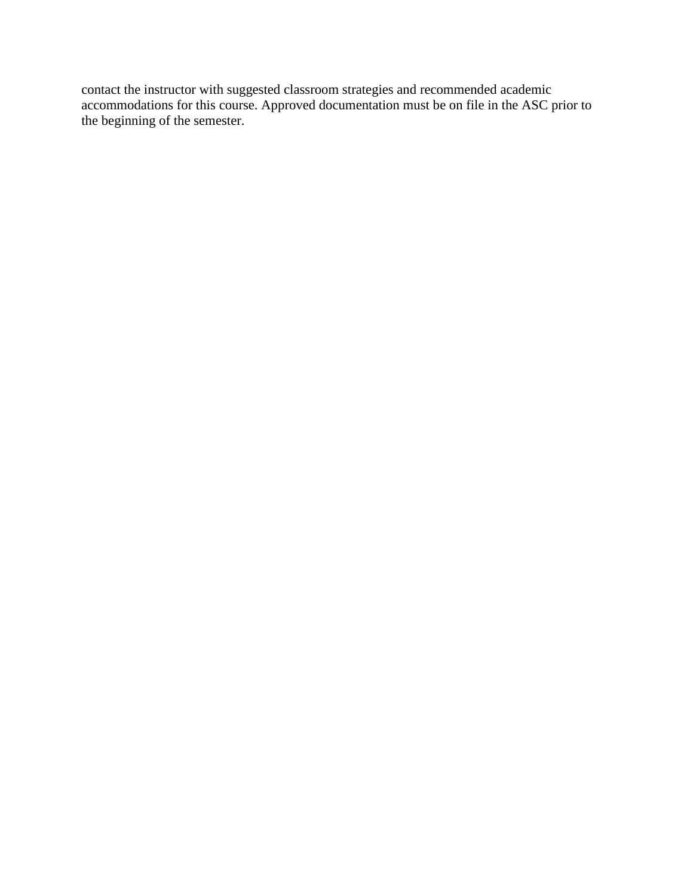contact the instructor with suggested classroom strategies and recommended academic accommodations for this course. Approved documentation must be on file in the ASC prior to the beginning of the semester.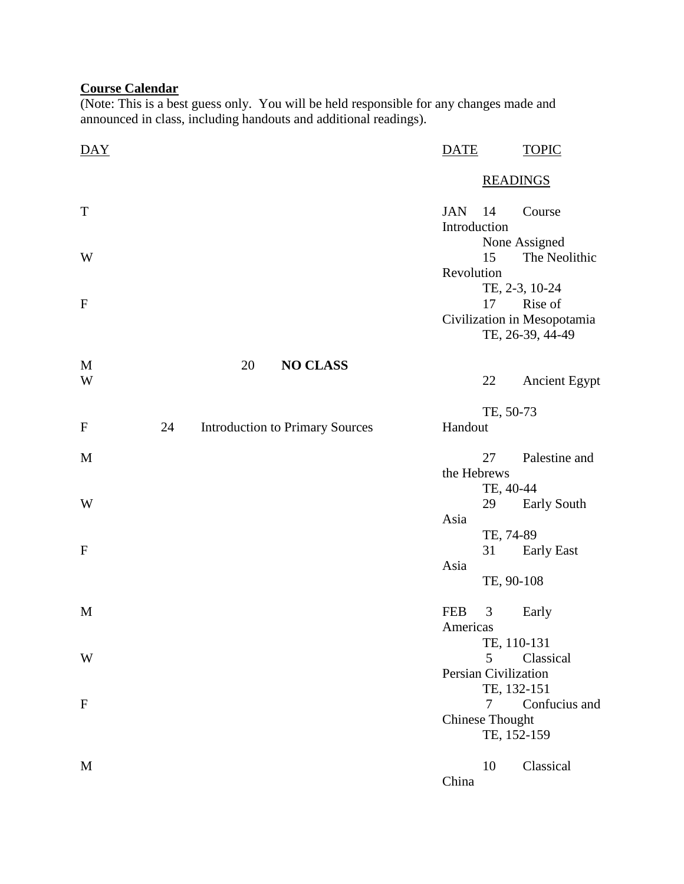**Course Calendar**

(Note: This is a best guess only. You will be held responsible for any changes made and announced in class, including handouts and additional readings).

| DAY | DATE | TOPIC | READINGS |
|---|---|---|---|
| T | JAN 14 | Course Introduction | None Assigned |
| W | 15 | The Neolithic Revolution | TE, 2-3, 10-24 |
| F | 17 | Rise of Civilization in Mesopotamia | TE, 26-39, 44-49 |
| M | 20 | **NO CLASS** | |
| W | 22 | Ancient Egypt | TE, 50-73 |
| F | 24 | Introduction to Primary Sources | Handout |
| M | 27 | Palestine and the Hebrews | TE, 40-44 |
| W | 29 | Early South Asia | TE, 74-89 |
| F | 31 | Early East Asia | TE, 90-108 |
| M | FEB 3 | Early Americas | TE, 110-131 |
| W | 5 | Classical Persian Civilization | TE, 132-151 |
| F | 7 | Confucius and Chinese Thought | TE, 152-159 |
| M | 10 | Classical China | |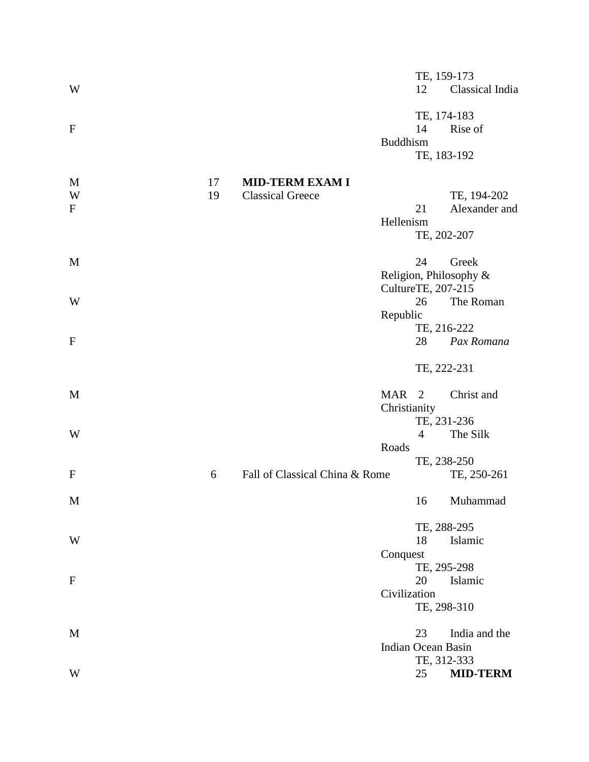| Day | Date | Topic | Reading |
|---|---|---|---|
| | | | TE, 159-173 |
| W | 12 | Classical India | TE, 174-183 |
| F | 14 | Rise of Buddhism | TE, 183-192 |
| M | 17 | **MID-TERM EXAM I** | |
| W | 19 | Classical Greece | TE, 194-202 |
| F | 21 | Alexander and Hellenism | TE, 202-207 |
| M | 24 | Greek Religion, Philosophy & Culture | TE, 207-215 |
| W | 26 | The Roman Republic | TE, 216-222 |
| F | 28 | *Pax Romana* | TE, 222-231 |
| M | MAR 2 | Christ and Christianity | TE, 231-236 |
| W | 4 | The Silk Roads | TE, 238-250 |
| F | 6 | Fall of Classical China & Rome | TE, 250-261 |
| M | 16 | Muhammad | TE, 288-295 |
| W | 18 | Islamic Conquest | TE, 295-298 |
| F | 20 | Islamic Civilization | TE, 298-310 |
| M | 23 | India and the Indian Ocean Basin | TE, 312-333 |
| W | 25 | **MID-TERM** | |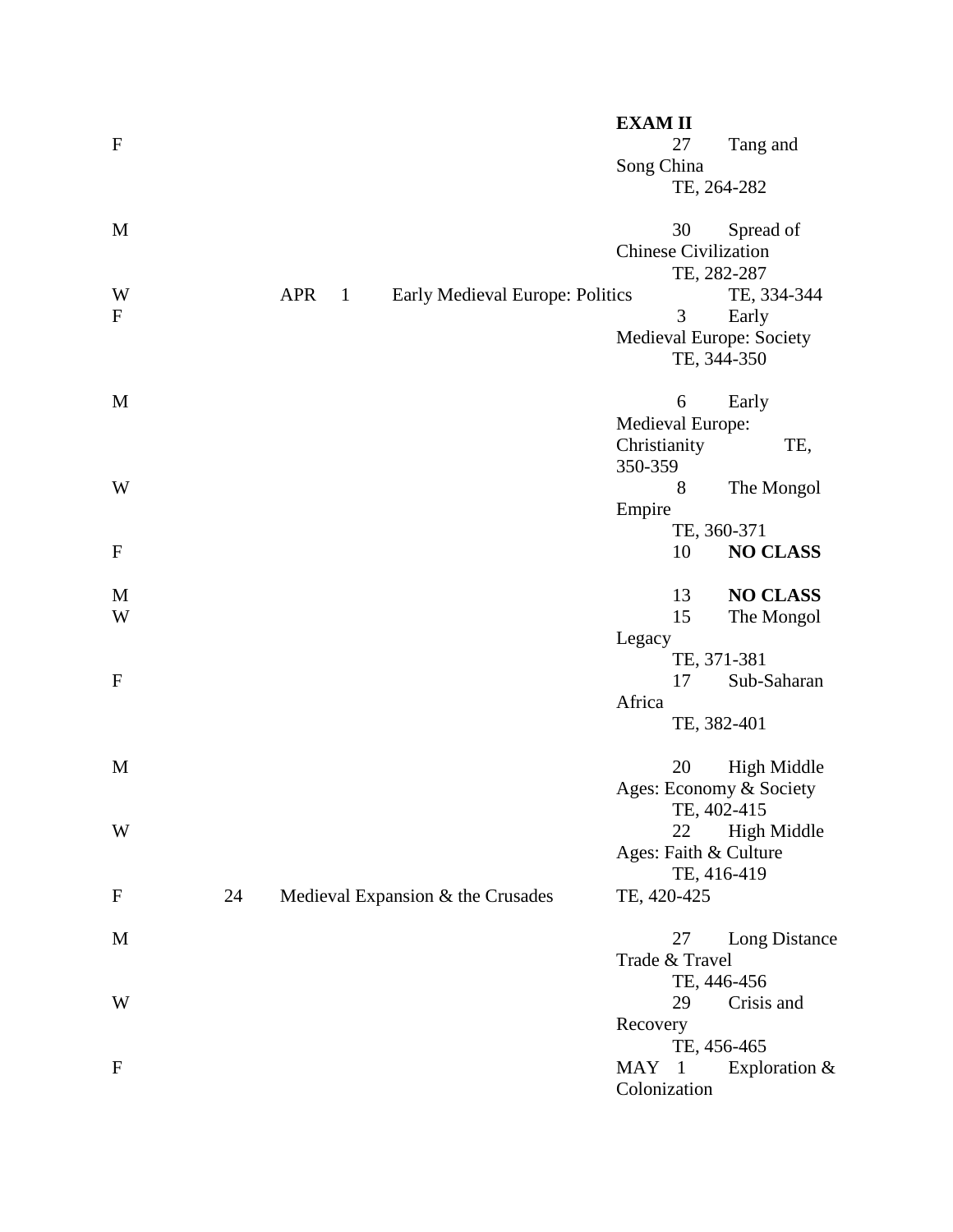**EXAM II**

| Day | Month | Date | Topic | Reading |
|---|---|---|---|---|
| F | | 27 | Tang and Song China | TE, 264-282 |
| M | | 30 | Spread of Chinese Civilization | TE, 282-287 |
| W | APR | 1 | Early Medieval Europe: Politics | TE, 334-344 |
| F | | 3 | Early Medieval Europe: Society | TE, 344-350 |
| M | | 6 | Early Medieval Europe: Christianity | TE, 350-359 |
| W | | 8 | The Mongol Empire | TE, 360-371 |
| F | | 10 | **NO CLASS** | |
| M | | 13 | **NO CLASS** | |
| W | | 15 | The Mongol Legacy | TE, 371-381 |
| F | | 17 | Sub-Saharan Africa | TE, 382-401 |
| M | | 20 | High Middle Ages: Economy & Society | TE, 402-415 |
| W | | 22 | High Middle Ages: Faith & Culture | TE, 416-419 |
| F | | 24 | Medieval Expansion & the Crusades | TE, 420-425 |
| M | | 27 | Long Distance Trade & Travel | TE, 446-456 |
| W | | 29 | Crisis and Recovery | TE, 456-465 |
| F | MAY | 1 | Exploration & Colonization | |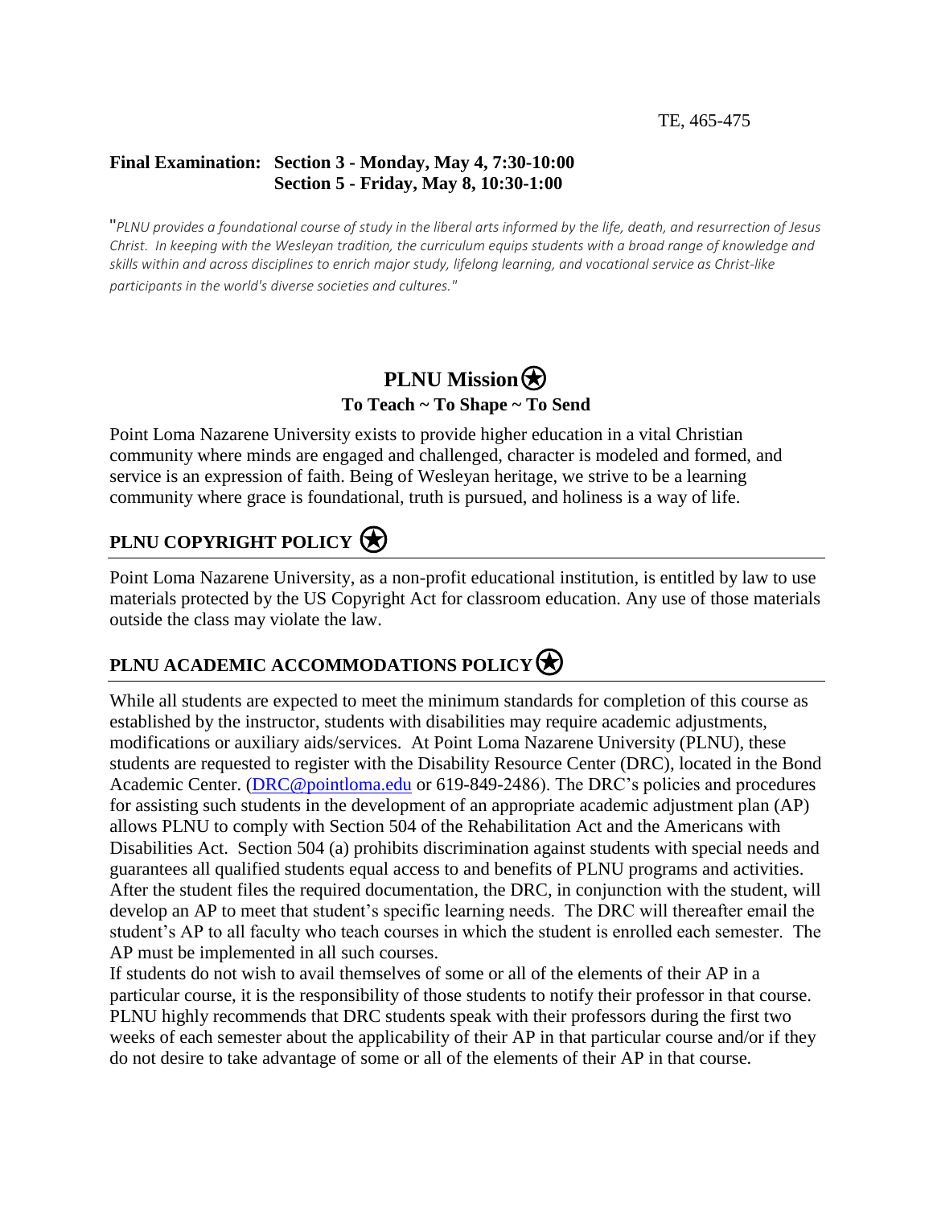TE, 465-475

**Final Examination: Section 3 - Monday, May 4, 7:30-10:00**
**Section 5 - Friday, May 8, 10:30-1:00**

"*PLNU provides a foundational course of study in the liberal arts informed by the life, death, and resurrection of Jesus Christ. In keeping with the Wesleyan tradition, the curriculum equips students with a broad range of knowledge and skills within and across disciplines to enrich major study, lifelong learning, and vocational service as Christ-like participants in the world's diverse societies and cultures.*"

## PLNU Mission ⍟

**To Teach ~ To Shape ~ To Send**

Point Loma Nazarene University exists to provide higher education in a vital Christian community where minds are engaged and challenged, character is modeled and formed, and service is an expression of faith. Being of Wesleyan heritage, we strive to be a learning community where grace is foundational, truth is pursued, and holiness is a way of life.

## PLNU COPYRIGHT POLICY ⍟

Point Loma Nazarene University, as a non-profit educational institution, is entitled by law to use materials protected by the US Copyright Act for classroom education. Any use of those materials outside the class may violate the law.

## PLNU ACADEMIC ACCOMMODATIONS POLICY ⍟

While all students are expected to meet the minimum standards for completion of this course as established by the instructor, students with disabilities may require academic adjustments, modifications or auxiliary aids/services. At Point Loma Nazarene University (PLNU), these students are requested to register with the Disability Resource Center (DRC), located in the Bond Academic Center. (DRC@pointloma.edu or 619-849-2486). The DRC's policies and procedures for assisting such students in the development of an appropriate academic adjustment plan (AP) allows PLNU to comply with Section 504 of the Rehabilitation Act and the Americans with Disabilities Act. Section 504 (a) prohibits discrimination against students with special needs and guarantees all qualified students equal access to and benefits of PLNU programs and activities. After the student files the required documentation, the DRC, in conjunction with the student, will develop an AP to meet that student's specific learning needs. The DRC will thereafter email the student's AP to all faculty who teach courses in which the student is enrolled each semester. The AP must be implemented in all such courses.
If students do not wish to avail themselves of some or all of the elements of their AP in a particular course, it is the responsibility of those students to notify their professor in that course. PLNU highly recommends that DRC students speak with their professors during the first two weeks of each semester about the applicability of their AP in that particular course and/or if they do not desire to take advantage of some or all of the elements of their AP in that course.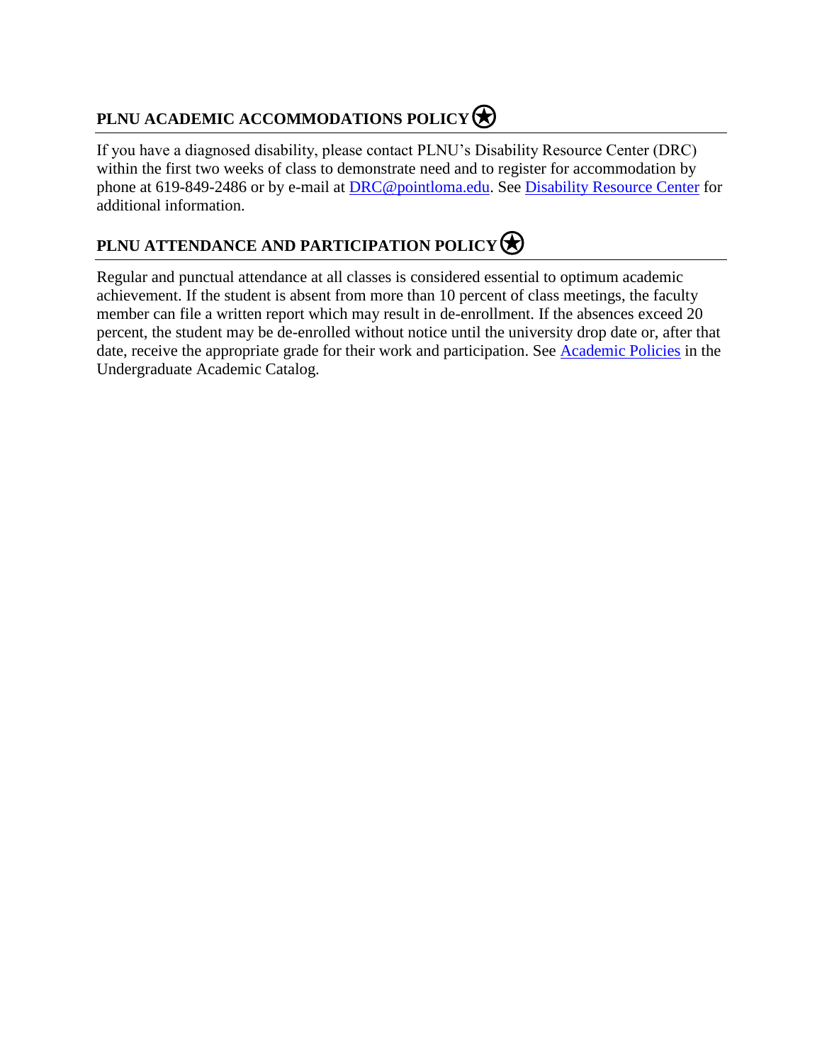## PLNU ACADEMIC ACCOMMODATIONS POLICY ⍟

If you have a diagnosed disability, please contact PLNU's Disability Resource Center (DRC) within the first two weeks of class to demonstrate need and to register for accommodation by phone at 619-849-2486 or by e-mail at DRC@pointloma.edu. See Disability Resource Center for additional information.

## PLNU ATTENDANCE AND PARTICIPATION POLICY ⍟

Regular and punctual attendance at all classes is considered essential to optimum academic achievement. If the student is absent from more than 10 percent of class meetings, the faculty member can file a written report which may result in de-enrollment. If the absences exceed 20 percent, the student may be de-enrolled without notice until the university drop date or, after that date, receive the appropriate grade for their work and participation. See Academic Policies in the Undergraduate Academic Catalog.